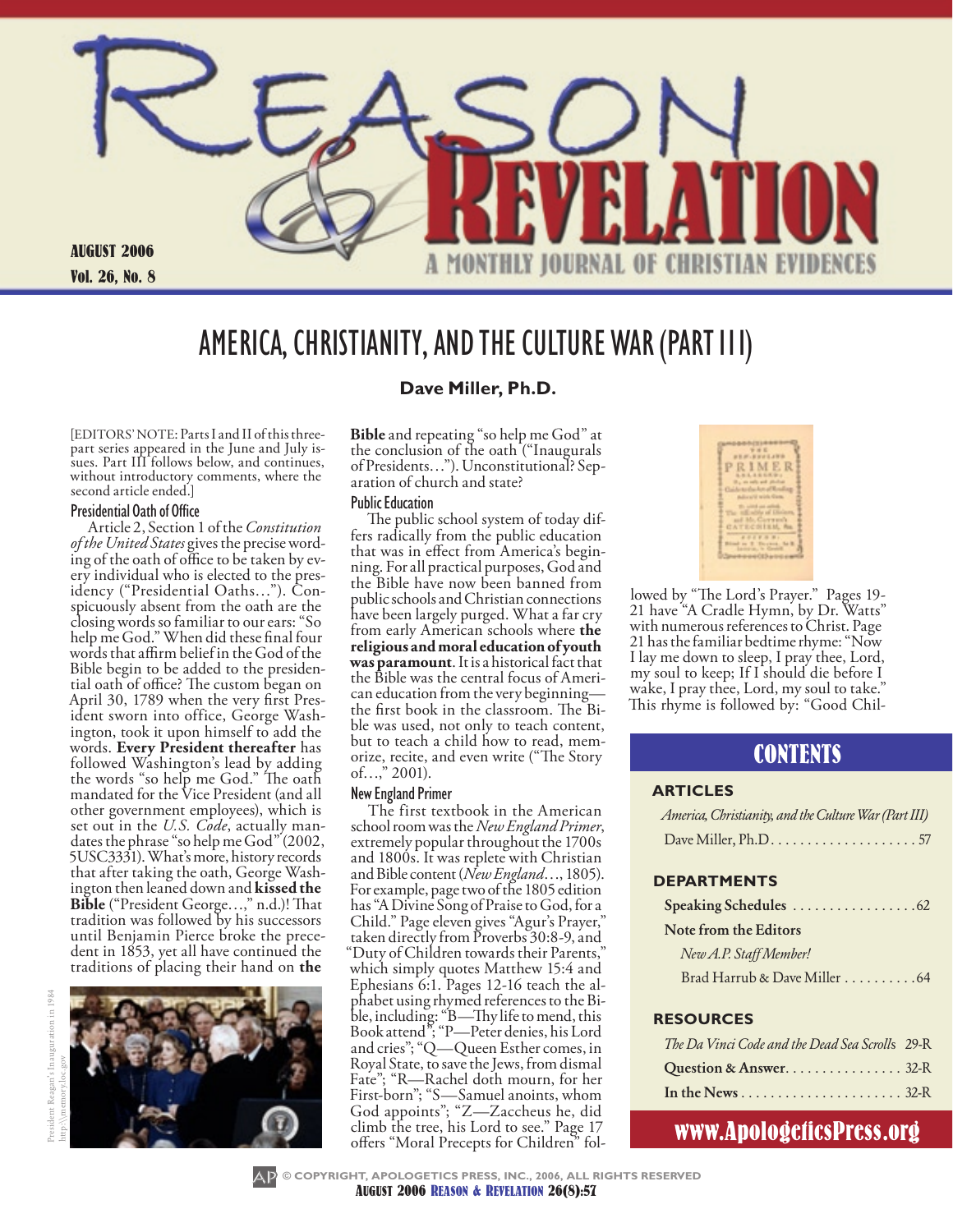# AMERICA, CHRISTIANITY, AND THE CULTURE WAR (PART III)

**Dave Miller, Ph.D.**

[EDITORS' NOTE: Parts I and II of this three-part series appeared in the June and July issues. Part III follows below, and continues, without introductory comments, where the second article ended.]

## Presidential Oath of Office

Article 2, Section 1 of the *Constitution of the United States* gives the precise wording of the oath of office to be taken by every individual who is elected to the presidency ("Presidential Oaths..."). Conspicuously absent from the oath are the closing words so familiar to our ears: "So help me God." When did these final four words that affirm belief in the God of the Bible begin to be added to the presidential oath of office? The custom began on April 30, 1789 when the very first President sworn into office, George Washington, took it upon himself to add the words. **Every President thereafter** has followed Washington's lead by adding the words "so help me God." The oath mandated for the Vice President (and all other government employees), which is set out in the *U.S. Code*, actually mandates the phrase "so help me God" (2002, 5USC3331). What's more, history records that after taking the oath, George Washington then leaned down and **kissed the Bible** ("President George...," n.d.)! That tradition was followed by his successors until Benjamin Pierce broke the precedent in 1853, yet all have continued the traditions of placing their hand on **the Bible** and repeating "so help me God" at the conclusion of the oath ("Inaugurals of Presidents..."). Unconstitutional? Separation of church and state?

President Reagan's Inauguration in 1984 http:\\memory.loc.gov

## Public Education

The public school system of today differs radically from the public education that was in effect from America's beginning. For all practical purposes, God and the Bible have now been banned from public schools and Christian connections have been largely purged. What a far cry from early American schools where **the religious and moral education of youth was paramount**. It is a historical fact that the Bible was the central focus of American education from the very beginning—the first book in the classroom. The Bible was used, not only to teach content, but to teach a child how to read, memorize, recite, and even write ("The Story of...," 2001).

## New England Primer

The first textbook in the American school room was the *New England Primer*, extremely popular throughout the 1700s and 1800s. It was replete with Christian and Bible content (*New England*..., 1805). For example, page two of the 1805 edition has "A Divine Song of Praise to God, for a Child." Page eleven gives "Agur's Prayer," taken directly from Proverbs 30:8-9, and "Duty of Children towards their Parents," which simply quotes Matthew 15:4 and Ephesians 6:1. Pages 12-16 teach the alphabet using rhymed references to the Bible, including: "B—Thy life to mend, this Book attend"; "P—Peter denies, his Lord and cries"; "Q—Queen Esther comes, in Royal State, to save the Jews, from dismal Fate"; "R—Rachel doth mourn, for her First-born"; "S—Samuel anoints, whom God appoints"; "Z—Zaccheus he, did climb the tree, his Lord to see." Page 17 offers "Moral Precepts for Children" followed by "The Lord's Prayer." Pages 19-21 have "A Cradle Hymn, by Dr. Watts" with numerous references to Christ. Page 21 has the familiar bedtime rhyme: "Now I lay me down to sleep, I pray thee, Lord, my soul to keep; If I should die before I wake, I pray thee, Lord, my soul to take." This rhyme is followed by: "Good Chil-

## CONTENTS

**ARTICLES**

*America, Christianity, and the Culture War (Part III)*
Dave Miller, Ph.D. .................... 57

**DEPARTMENTS**

**Speaking Schedules** ................. 62

**Note from the Editors**
*New A.P. Staff Member!*
Brad Harrub & Dave Miller .......... 64

**RESOURCES**

*The Da Vinci Code and the Dead Sea Scrolls* 29-R

**Question & Answer** ................ 32-R

**In the News** ...................... 32-R

www.ApologeticsPress.org

© COPYRIGHT, APOLOGETICS PRESS, INC., 2006, ALL RIGHTS RESERVED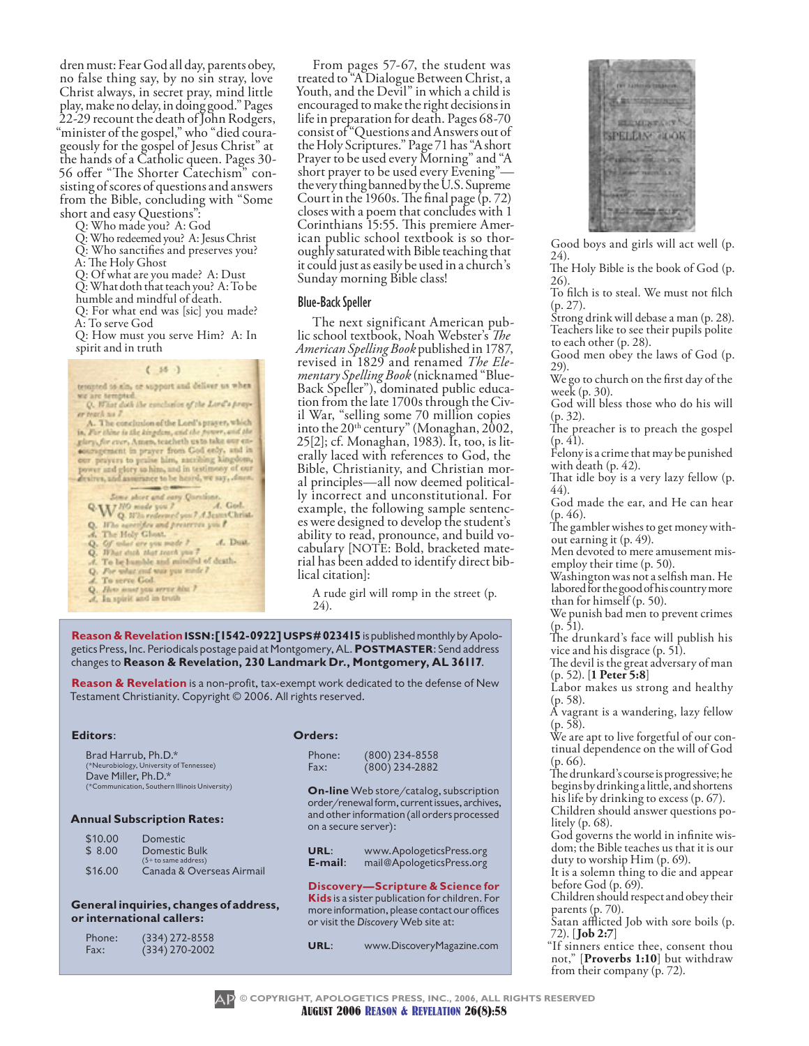dren must: Fear God all day, parents obey, no false thing say, by no sin stray, love Christ always, in secret pray, mind little play, make no delay, in doing good." Pages 22-29 recount the death of John Rodgers, "minister of the gospel," who "died courageously for the gospel of Jesus Christ" at the hands of a Catholic queen. Pages 30-56 offer "The Shorter Catechism" consisting of scores of questions and answers from the Bible, concluding with "Some short and easy Questions":

Q: Who made you? A: God
Q: Who redeemed you? A: Jesus Christ
Q: Who sanctifies and preserves you? A: The Holy Ghost
Q: Of what are you made? A: Dust
Q: What doth that teach you? A: To be humble and mindful of death.
Q: For what end was [sic] you made? A: To serve God
Q: How must you serve Him? A: In spirit and in truth

From pages 57-67, the student was treated to "A Dialogue Between Christ, a Youth, and the Devil" in which a child is encouraged to make the right decisions in life in preparation for death. Pages 68-70 consist of "Questions and Answers out of the Holy Scriptures." Page 71 has "A short Prayer to be used every Morning" and "A short prayer to be used every Evening"—the very thing banned by the U.S. Supreme Court in the 1960s. The final page (p. 72) closes with a poem that concludes with 1 Corinthians 15:55. This premiere American public school textbook is so thoroughly saturated with Bible teaching that it could just as easily be used in a church's Sunday morning Bible class!

## Blue-Back Speller

The next significant American public school textbook, Noah Webster's *The American Spelling Book* published in 1787, revised in 1829 and renamed *The Elementary Spelling Book* (nicknamed "Blue-Back Speller"), dominated public education from the late 1700s through the Civil War, "selling some 70 million copies into the 20th century" (Monaghan, 2002, 25[2]; cf. Monaghan, 1983). It, too, is literally laced with references to God, the Bible, Christianity, and Christian moral principles—all now deemed politically incorrect and unconstitutional. For example, the following sample sentences were designed to develop the student's ability to read, pronounce, and build vocabulary [NOTE: Bold, bracketed material has been added to identify direct biblical citation]:

A rude girl will romp in the street (p. 24).
Good boys and girls will act well (p. 24).
The Holy Bible is the book of God (p. 26).
To filch is to steal. We must not filch (p. 27).
Strong drink will debase a man (p. 28).
Teachers like to see their pupils polite to each other (p. 28).
Good men obey the laws of God (p. 29).
We go to church on the first day of the week (p. 30).
God will bless those who do his will (p. 32).
The preacher is to preach the gospel (p. 41).
Felony is a crime that may be punished with death (p. 42).
That idle boy is a very lazy fellow (p. 44).
God made the ear, and He can hear (p. 46).
The gambler wishes to get money without earning it (p. 49).
Men devoted to mere amusement misemploy their time (p. 50).
Washington was not a selfish man. He labored for the good of his country more than for himself (p. 50).
We punish bad men to prevent crimes (p. 51).
The drunkard's face will publish his vice and his disgrace (p. 51).
The devil is the great adversary of man (p. 52). [**1 Peter 5:8**]
Labor makes us strong and healthy (p. 58).
A vagrant is a wandering, lazy fellow (p. 58).
We are apt to live forgetful of our continual dependence on the will of God (p. 66).
The drunkard's course is progressive; he begins by drinking a little, and shortens his life by drinking to excess (p. 67).
Children should answer questions politely (p. 68).
God governs the world in infinite wisdom; the Bible teaches us that it is our duty to worship Him (p. 69).
It is a solemn thing to die and appear before God (p. 69).
Children should respect and obey their parents (p. 70).
Satan afflicted Job with sore boils (p. 72). [**Job 2:7**]
"If sinners entice thee, consent thou not," [**Proverbs 1:10**] but withdraw from their company (p. 72).

**Reason & Revelation ISSN:[1542-0922] USPS# 023415** is published monthly by Apologetics Press, Inc. Periodicals postage paid at Montgomery, AL. **POSTMASTER**: Send address changes to **Reason & Revelation, 230 Landmark Dr., Montgomery, AL 36117.**

**Reason & Revelation** is a non-profit, tax-exempt work dedicated to the defense of New Testament Christianity. Copyright © 2006. All rights reserved.

**Editors**:
Brad Harrub, Ph.D.* (*Neurobiology, University of Tennessee)
Dave Miller, Ph.D.* (*Communication, Southern Illinois University)

**Annual Subscription Rates:**

| | |
|---|---|
| $10.00 | Domestic |
| $ 8.00 | Domestic Bulk (5+ to same address) |
| $16.00 | Canada & Overseas Airmail |

**General inquiries, changes of address, or international callers:**
Phone: (334) 272-8558
Fax: (334) 270-2002

**Orders:**
Phone: (800) 234-8558
Fax: (800) 234-2882

**On-line** Web store/catalog, subscription order/renewal form, current issues, archives, and other information (all orders processed on a secure server):
**URL**: www.ApologeticsPress.org
**E-mail**: mail@ApologeticsPress.org

**Discovery—Scripture & Science for Kids** is a sister publication for children. For more information, please contact our offices or visit the *Discovery* Web site at:
**URL**: www.DiscoveryMagazine.com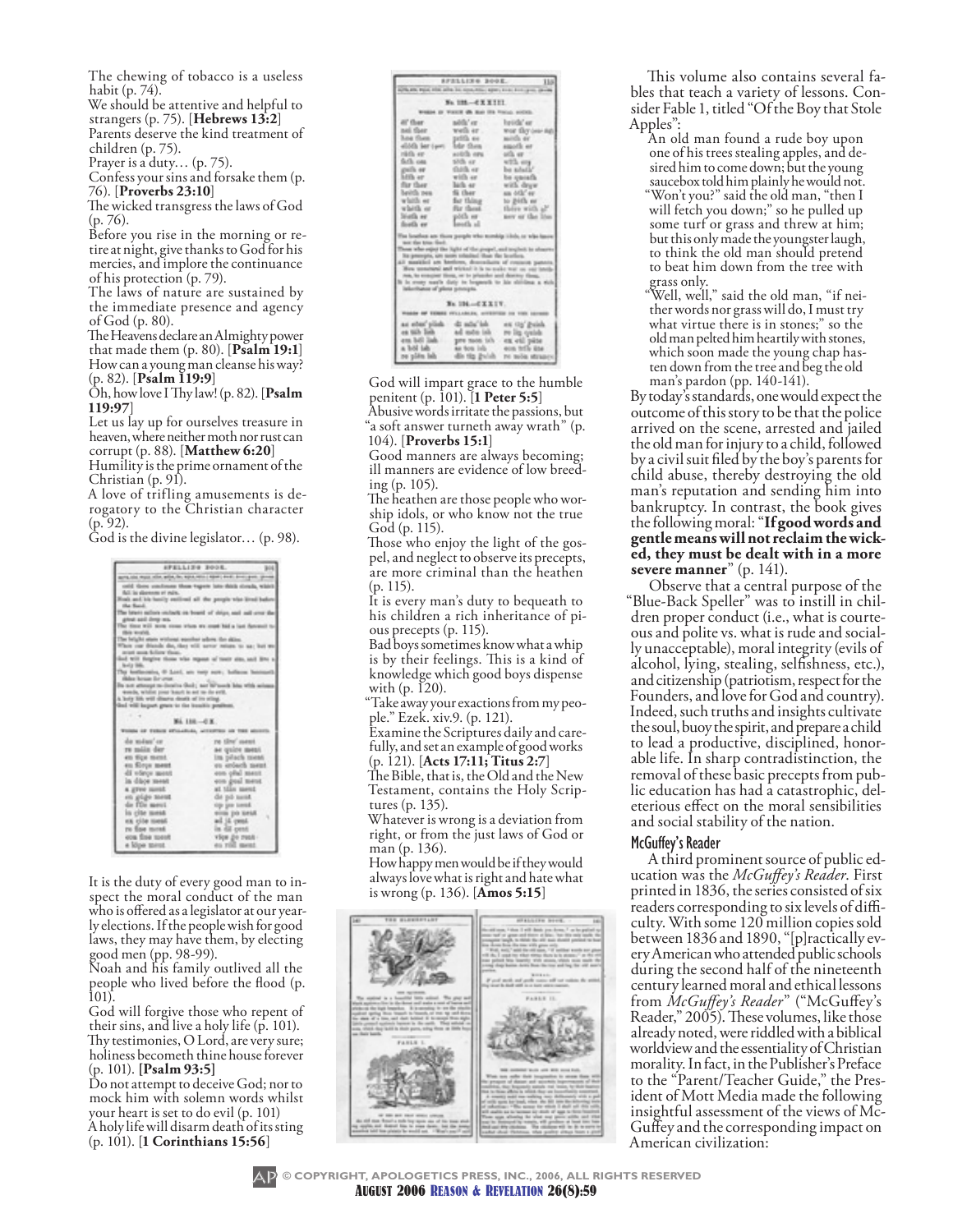The chewing of tobacco is a useless habit (p. 74).

We should be attentive and helpful to strangers (p. 75). [**Hebrews 13:2**]

Parents deserve the kind treatment of children (p. 75).

Prayer is a duty… (p. 75).

Confess your sins and forsake them (p. 76). [**Proverbs 23:10**]

The wicked transgress the laws of God (p. 76).

Before you rise in the morning or retire at night, give thanks to God for his mercies, and implore the continuance of his protection (p. 79).

The laws of nature are sustained by the immediate presence and agency of God (p. 80).

The Heavens declare an Almighty power that made them (p. 80). [**Psalm 19:1**]

How can a young man cleanse his way? (p. 82). [**Psalm 119:9**]

Oh, how love I Thy law! (p. 82). [**Psalm 119:97**]

Let us lay up for ourselves treasure in heaven, where neither moth nor rust can corrupt (p. 88). [**Matthew 6:20**]

Humility is the prime ornament of the Christian (p. 91).

A love of trifling amusements is derogatory to the Christian character (p. 92).

God is the divine legislator… (p. 98).

It is the duty of every good man to inspect the moral conduct of the man who is offered as a legislator at our yearly elections. If the people wish for good laws, they may have them, by electing good men (pp. 98-99).

Noah and his family outlived all the people who lived before the flood (p. 101).

God will forgive those who repent of their sins, and live a holy life (p. 101).

Thy testimonies, O Lord, are very sure; holiness becometh thine house forever (p. 101). [**Psalm 93:5**]

Do not attempt to deceive God; nor to mock him with solemn words whilst your heart is set to do evil (p. 101)

A holy life will disarm death of its sting (p. 101). [**1 Corinthians 15:56**]

God will impart grace to the humble penitent (p. 101). [**1 Peter 5:5**]

Abusive words irritate the passions, but "a soft answer turneth away wrath" (p. 104). [**Proverbs 15:1**]

Good manners are always becoming; ill manners are evidence of low breeding (p. 105).

The heathen are those people who worship idols, or who know not the true God (p. 115).

Those who enjoy the light of the gospel, and neglect to observe its precepts, are more criminal than the heathen (p. 115).

It is every man's duty to bequeath to his children a rich inheritance of pious precepts (p. 115).

Bad boys sometimes know what a whip is by their feelings. This is a kind of knowledge which good boys dispense with (p. 120).

"Take away your exactions from my people." Ezek. xiv.9. (p. 121).

Examine the Scriptures daily and carefully, and set an example of good works (p. 121). [**Acts 17:11; Titus 2:7**]

The Bible, that is, the Old and the New Testament, contains the Holy Scriptures (p. 135).

Whatever is wrong is a deviation from right, or from the just laws of God or man (p. 136).

How happy men would be if they would always love what is right and hate what is wrong (p. 136). [**Amos 5:15**]

This volume also contains several fables that teach a variety of lessons. Consider Fable 1, titled "Of the Boy that Stole Apples":

> An old man found a rude boy upon one of his trees stealing apples, and desired him to come down; but the young saucebox told him plainly he would not. "Won't you?" said the old man, "then I will fetch you down;" so he pulled up some turf or grass and threw at him; but this only made the youngster laugh, to think the old man should pretend to beat him down from the tree with grass only.
>
> "Well, well," said the old man, "if neither words nor grass will do, I must try what virtue there is in stones;" so the old man pelted him heartily with stones, which soon made the young chap hasten down from the tree and beg the old man's pardon (pp. 140-141).

By today's standards, one would expect the outcome of this story to be that the police arrived on the scene, arrested and jailed the old man for injury to a child, followed by a civil suit filed by the boy's parents for child abuse, thereby destroying the old man's reputation and sending him into bankruptcy. In contrast, the book gives the following moral: "**If good words and gentle means will not reclaim the wicked, they must be dealt with in a more severe manner**" (p. 141).

Observe that a central purpose of the "Blue-Back Speller" was to instill in children proper conduct (i.e., what is courteous and polite vs. what is rude and socially unacceptable), moral integrity (evils of alcohol, lying, stealing, selfishness, etc.), and citizenship (patriotism, respect for the Founders, and love for God and country). Indeed, such truths and insights cultivate the soul, buoy the spirit, and prepare a child to lead a productive, disciplined, honorable life. In sharp contradistinction, the removal of these basic precepts from public education has had a catastrophic, deleterious effect on the moral sensibilities and social stability of the nation.

## McGuffey's Reader

A third prominent source of public education was the *McGuffey's Reader*. First printed in 1836, the series consisted of six readers corresponding to six levels of difficulty. With some 120 million copies sold between 1836 and 1890, "[p]ractically every American who attended public schools during the second half of the nineteenth century learned moral and ethical lessons from *McGuffey's Reader*" ("McGuffey's Reader," 2005). These volumes, like those already noted, were riddled with a biblical worldview and the essentiality of Christian morality. In fact, in the Publisher's Preface to the "Parent/Teacher Guide," the President of Mott Media made the following insightful assessment of the views of McGuffey and the corresponding impact on American civilization: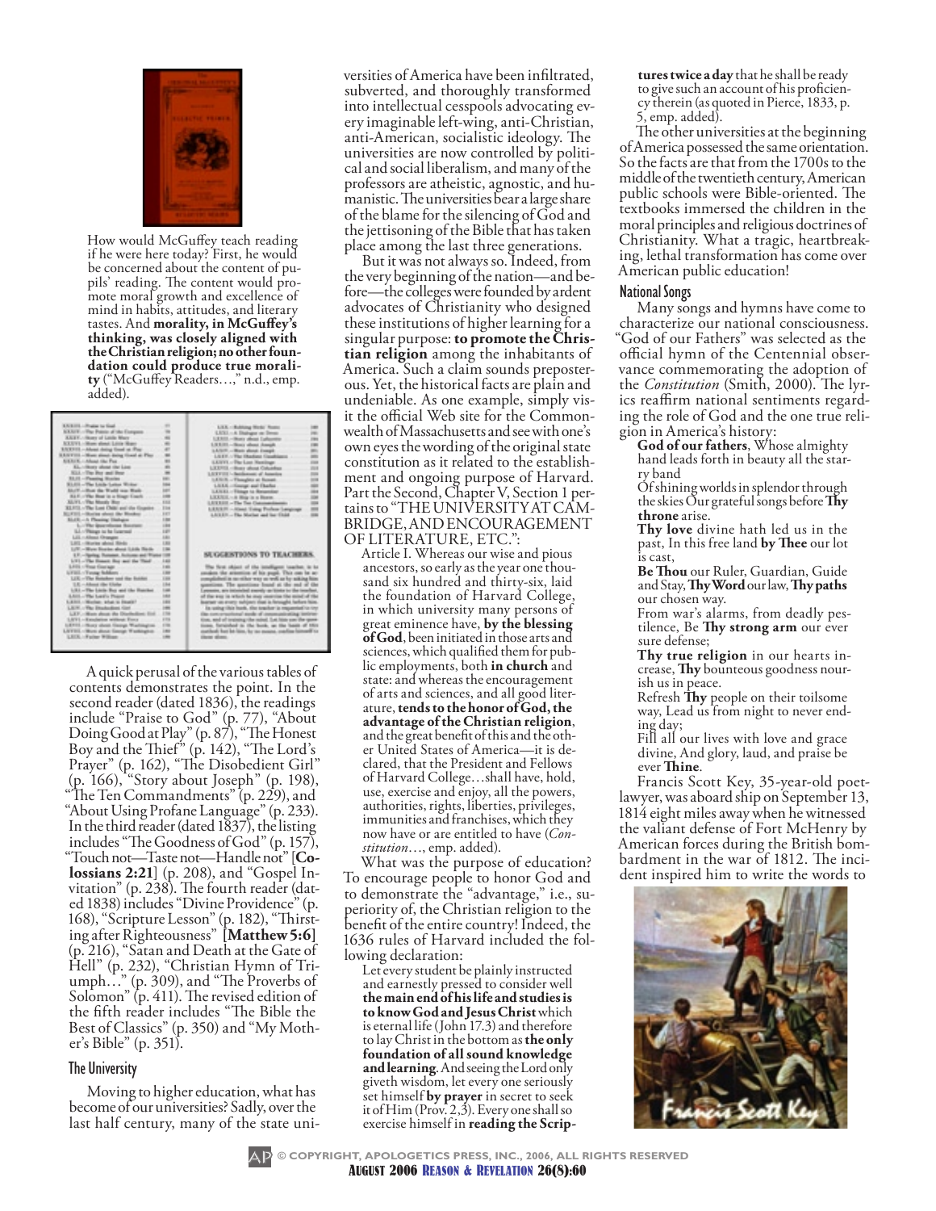How would McGuffey teach reading if he were here today? First, he would be concerned about the content of pupils' reading. The content would promote moral growth and excellence of mind in habits, attitudes, and literary tastes. And **morality, in McGuffey's thinking, was closely aligned with the Christian religion; no other foundation could produce true morality** ("McGuffey Readers…," n.d., emp. added).

A quick perusal of the various tables of contents demonstrates the point. In the second reader (dated 1836), the readings include "Praise to God" (p. 77), "About Doing Good at Play" (p. 87), "The Honest Boy and the Thief" (p. 142), "The Lord's Prayer" (p. 162), "The Disobedient Girl" (p. 166), "Story about Joseph" (p. 198), "The Ten Commandments" (p. 229), and "About Using Profane Language" (p. 233). In the third reader (dated 1837), the listing includes "The Goodness of God" (p. 157), "Touch not—Taste not—Handle not" [**Colossians 2:21**] (p. 208), and "Gospel Invitation" (p. 238). The fourth reader (dated 1838) includes "Divine Providence" (p. 168), "Scripture Lesson" (p. 182), "Thirsting after Righteousness" [**Matthew 5:6**] (p. 216), "Satan and Death at the Gate of Hell" (p. 232), "Christian Hymn of Triumph…" (p. 309), and "The Proverbs of Solomon" (p. 411). The revised edition of the fifth reader includes "The Bible the Best of Classics" (p. 350) and "My Mother's Bible" (p. 351).

### The University

Moving to higher education, what has become of our universities? Sadly, over the last half century, many of the state universities of America have been infiltrated, subverted, and thoroughly transformed into intellectual cesspools advocating every imaginable left-wing, anti-Christian, anti-American, socialistic ideology. The universities are now controlled by political and social liberalism, and many of the professors are atheistic, agnostic, and humanistic. The universities bear a large share of the blame for the silencing of God and the jettisoning of the Bible that has taken place among the last three generations.

But it was not always so. Indeed, from the very beginning of the nation—and before—the colleges were founded by ardent advocates of Christianity who designed these institutions of higher learning for a singular purpose: **to promote the Christian religion** among the inhabitants of America. Such a claim sounds preposterous. Yet, the historical facts are plain and undeniable. As one example, simply visit the official Web site for the Commonwealth of Massachusetts and see with one's own eyes the wording of the original state constitution as it related to the establishment and ongoing purpose of Harvard. Part the Second, Chapter V, Section 1 pertains to "THE UNIVERSITY AT CAMBRIDGE, AND ENCOURAGEMENT OF LITERATURE, ETC.":

> Article I. Whereas our wise and pious ancestors, so early as the year one thousand six hundred and thirty-six, laid the foundation of Harvard College, in which university many persons of great eminence have, **by the blessing of God**, been initiated in those arts and sciences, which qualified them for public employments, both **in church** and state: and whereas the encouragement of arts and sciences, and all good literature, **tends to the honor of God, the advantage of the Christian religion**, and the great benefit of this and the other United States of America—it is declared, that the President and Fellows of Harvard College…shall have, hold, use, exercise and enjoy, all the powers, authorities, rights, liberties, privileges, immunities and franchises, which they now have or are entitled to have (*Constitution*…, emp. added).

What was the purpose of education? To encourage people to honor God and to demonstrate the "advantage," i.e., superiority of, the Christian religion to the benefit of the entire country! Indeed, the 1636 rules of Harvard included the following declaration:

> Let every student be plainly instructed and earnestly pressed to consider well **the main end of his life and studies is to know God and Jesus Christ** which is eternal life (John 17.3) and therefore to lay Christ in the bottom as **the only foundation of all sound knowledge and learning**. And seeing the Lord only giveth wisdom, let every one seriously set himself **by prayer** in secret to seek it of Him (Prov. 2,3). Every one shall so exercise himself in **reading the Scriptures twice a day** that he shall be ready to give such an account of his proficiency therein (as quoted in Pierce, 1833, p. 5, emp. added).

The other universities at the beginning of America possessed the same orientation. So the facts are that from the 1700s to the middle of the twentieth century, American public schools were Bible-oriented. The textbooks immersed the children in the moral principles and religious doctrines of Christianity. What a tragic, heartbreaking, lethal transformation has come over American public education!

### National Songs

Many songs and hymns have come to characterize our national consciousness. "God of our Fathers" was selected as the official hymn of the Centennial observance commemorating the adoption of the *Constitution* (Smith, 2000). The lyrics reaffirm national sentiments regarding the role of God and the one true religion in America's history:

> **God of our fathers**, Whose almighty hand leads forth in beauty all the starry band
> Of shining worlds in splendor through the skies Our grateful songs before **Thy throne** arise.
> **Thy love** divine hath led us in the past, In this free land **by Thee** our lot is cast,
> **Be Thou** our Ruler, Guardian, Guide and Stay, **Thy Word** our law, **Thy paths** our chosen way.
> From war's alarms, from deadly pestilence, Be **Thy strong arm** our ever sure defense;
> **Thy true religion** in our hearts increase, **Thy** bounteous goodness nourish us in peace.
> Refresh **Thy** people on their toilsome way, Lead us from night to never ending day;
> Fill all our lives with love and grace divine, And glory, laud, and praise be ever **Thine**.

Francis Scott Key, 35-year-old poet-lawyer, was aboard ship on September 13, 1814 eight miles away when he witnessed the valiant defense of Fort McHenry by American forces during the British bombardment in the war of 1812. The incident inspired him to write the words to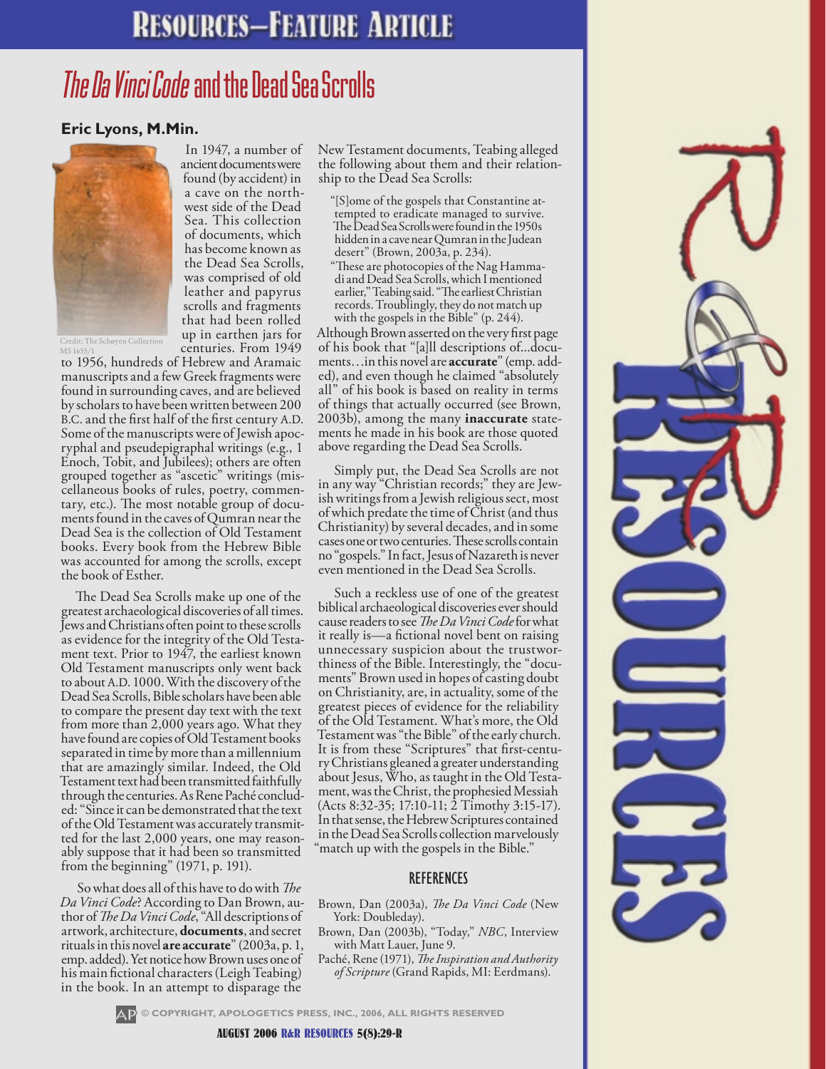# *The Da Vinci Code* and the Dead Sea Scrolls

**Eric Lyons, M.Min.**

Credit: The Schøyen Collection MS 1655/1

In 1947, a number of ancient documents were found (by accident) in a cave on the northwest side of the Dead Sea. This collection of documents, which has become known as the Dead Sea Scrolls, was comprised of old leather and papyrus scrolls and fragments that had been rolled up in earthen jars for centuries. From 1949 to 1956, hundreds of Hebrew and Aramaic manuscripts and a few Greek fragments were found in surrounding caves, and are believed by scholars to have been written between 200 B.C. and the first half of the first century A.D. Some of the manuscripts were of Jewish apocryphal and pseudepigraphal writings (e.g., 1 Enoch, Tobit, and Jubilees); others are often grouped together as "ascetic" writings (miscellaneous books of rules, poetry, commentary, etc.). The most notable group of documents found in the caves of Qumran near the Dead Sea is the collection of Old Testament books. Every book from the Hebrew Bible was accounted for among the scrolls, except the book of Esther.

The Dead Sea Scrolls make up one of the greatest archaeological discoveries of all times. Jews and Christians often point to these scrolls as evidence for the integrity of the Old Testament text. Prior to 1947, the earliest known Old Testament manuscripts only went back to about A.D. 1000. With the discovery of the Dead Sea Scrolls, Bible scholars have been able to compare the present day text with the text from more than 2,000 years ago. What they have found are copies of Old Testament books separated in time by more than a millennium that are amazingly similar. Indeed, the Old Testament text had been transmitted faithfully through the centuries. As Rene Paché concluded: "Since it can be demonstrated that the text of the Old Testament was accurately transmitted for the last 2,000 years, one may reasonably suppose that it had been so transmitted from the beginning" (1971, p. 191).

So what does all of this have to do with *The Da Vinci Code*? According to Dan Brown, author of *The Da Vinci Code*, "All descriptions of artwork, architecture, **documents**, and secret rituals in this novel **are accurate**" (2003a, p. 1, emp. added). Yet notice how Brown uses one of his main fictional characters (Leigh Teabing) in the book. In an attempt to disparage the New Testament documents, Teabing alleged the following about them and their relationship to the Dead Sea Scrolls:

> "[S]ome of the gospels that Constantine attempted to eradicate managed to survive. The Dead Sea Scrolls were found in the 1950s hidden in a cave near Qumran in the Judean desert" (Brown, 2003a, p. 234).
>
> "These are photocopies of the Nag Hammadi and Dead Sea Scrolls, which I mentioned earlier," Teabing said. "The earliest Christian records. Troublingly, they do not match up with the gospels in the Bible" (p. 244).

Although Brown asserted on the very first page of his book that "[a]ll descriptions of...documents...in this novel are **accurate**" (emp. added), and even though he claimed "absolutely all" of his book is based on reality in terms of things that actually occurred (see Brown, 2003b), among the many **inaccurate** statements he made in his book are those quoted above regarding the Dead Sea Scrolls.

Simply put, the Dead Sea Scrolls are not in any way "Christian records;" they are Jewish writings from a Jewish religious sect, most of which predate the time of Christ (and thus Christianity) by several decades, and in some cases one or two centuries. These scrolls contain no "gospels." In fact, Jesus of Nazareth is never even mentioned in the Dead Sea Scrolls.

Such a reckless use of one of the greatest biblical archaeological discoveries ever should cause readers to see *The Da Vinci Code* for what it really is—a fictional novel bent on raising unnecessary suspicion about the trustworthiness of the Bible. Interestingly, the "documents" Brown used in hopes of casting doubt on Christianity, are, in actuality, some of the greatest pieces of evidence for the reliability of the Old Testament. What's more, the Old Testament was "the Bible" of the early church. It is from these "Scriptures" that first-century Christians gleaned a greater understanding about Jesus, Who, as taught in the Old Testament, was the Christ, the prophesied Messiah (Acts 8:32-35; 17:10-11; 2 Timothy 3:15-17). In that sense, the Hebrew Scriptures contained in the Dead Sea Scrolls collection marvelously "match up with the gospels in the Bible."

## REFERENCES

Brown, Dan (2003a), *The Da Vinci Code* (New York: Doubleday).

Brown, Dan (2003b), "Today," *NBC*, Interview with Matt Lauer, June 9.

Paché, Rene (1971), *The Inspiration and Authority of Scripture* (Grand Rapids, MI: Eerdmans).

© COPYRIGHT, APOLOGETICS PRESS, INC., 2006, ALL RIGHTS RESERVED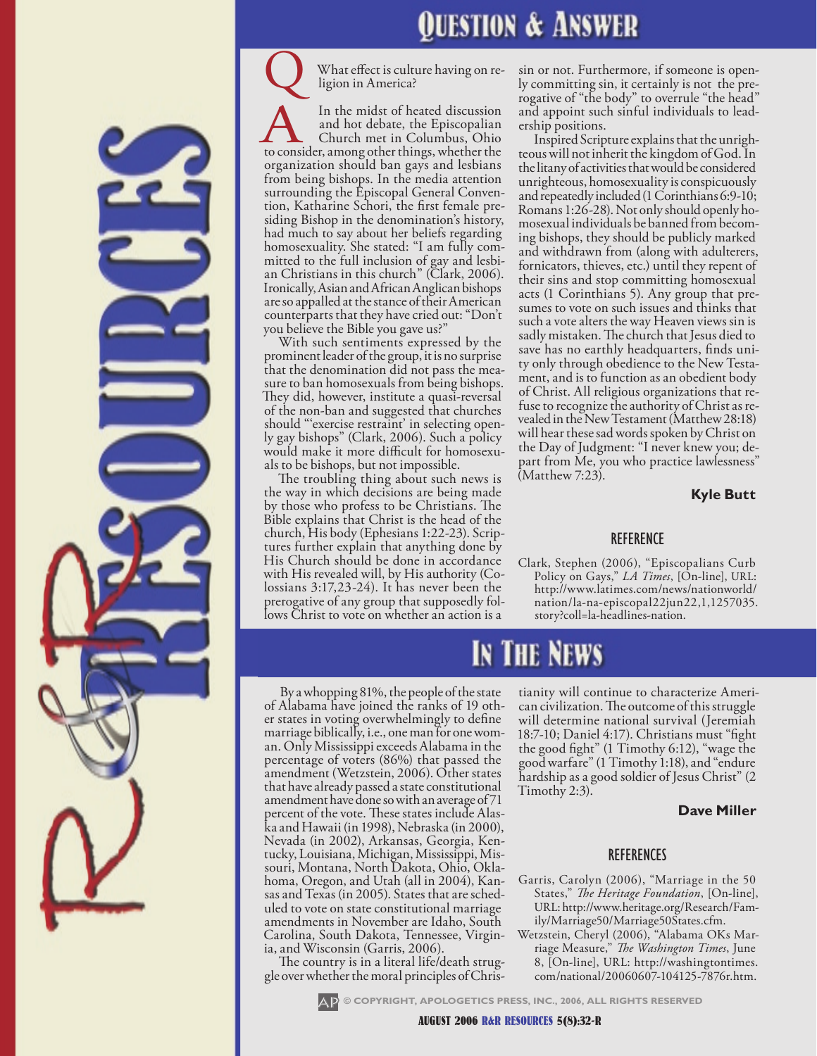# Question & Answer

**Q** What effect is culture having on religion in America?

**A** In the midst of heated discussion and hot debate, the Episcopalian Church met in Columbus, Ohio to consider, among other things, whether the organization should ban gays and lesbians from being bishops. In the media attention surrounding the Episcopal General Convention, Katharine Schori, the first female presiding Bishop in the denomination's history, had much to say about her beliefs regarding homosexuality. She stated: "I am fully committed to the full inclusion of gay and lesbian Christians in this church" (Clark, 2006). Ironically, Asian and African Anglican bishops are so appalled at the stance of their American counterparts that they have cried out: "Don't you believe the Bible you gave us?"

With such sentiments expressed by the prominent leader of the group, it is no surprise that the denomination did not pass the measure to ban homosexuals from being bishops. They did, however, institute a quasi-reversal of the non-ban and suggested that churches should "'exercise restraint' in selecting openly gay bishops" (Clark, 2006). Such a policy would make it more difficult for homosexuals to be bishops, but not impossible.

The troubling thing about such news is the way in which decisions are being made by those who profess to be Christians. The Bible explains that Christ is the head of the church, His body (Ephesians 1:22-23). Scriptures further explain that anything done by His Church should be done in accordance with His revealed will, by His authority (Colossians 3:17,23-24). It has never been the prerogative of any group that supposedly follows Christ to vote on whether an action is a sin or not. Furthermore, if someone is openly committing sin, it certainly is not the prerogative of "the body" to overrule "the head" and appoint such sinful individuals to leadership positions.

Inspired Scripture explains that the unrighteous will not inherit the kingdom of God. In the litany of activities that would be considered unrighteous, homosexuality is conspicuously and repeatedly included (1 Corinthians 6:9-10; Romans 1:26-28). Not only should openly homosexual individuals be banned from becoming bishops, they should be publicly marked and withdrawn from (along with adulterers, fornicators, thieves, etc.) until they repent of their sins and stop committing homosexual acts (1 Corinthians 5). Any group that presumes to vote on such issues and thinks that such a vote alters the way Heaven views sin is sadly mistaken. The church that Jesus died to save has no earthly headquarters, finds unity only through obedience to the New Testament, and is to function as an obedient body of Christ. All religious organizations that refuse to recognize the authority of Christ as revealed in the New Testament (Matthew 28:18) will hear these sad words spoken by Christ on the Day of Judgment: "I never knew you; depart from Me, you who practice lawlessness" (Matthew 7:23).

**Kyle Butt**

## Reference

Clark, Stephen (2006), "Episcopalians Curb Policy on Gays," *LA Times*, [On-line], URL: http://www.latimes.com/news/nationworld/nation/la-na-episcopal22jun22,1,1257035.story?coll=la-headlines-nation.

# In The News

By a whopping 81%, the people of the state of Alabama have joined the ranks of 19 other states in voting overwhelmingly to define marriage biblically, i.e., one man for one woman. Only Mississippi exceeds Alabama in the percentage of voters (86%) that passed the amendment (Wetzstein, 2006). Other states that have already passed a state constitutional amendment have done so with an average of 71 percent of the vote. These states include Alaska and Hawaii (in 1998), Nebraska (in 2000), Nevada (in 2002), Arkansas, Georgia, Kentucky, Louisiana, Michigan, Mississippi, Missouri, Montana, North Dakota, Ohio, Oklahoma, Oregon, and Utah (all in 2004), Kansas and Texas (in 2005). States that are scheduled to vote on state constitutional marriage amendments in November are Idaho, South Carolina, South Dakota, Tennessee, Virginia, and Wisconsin (Garris, 2006).

The country is in a literal life/death struggle over whether the moral principles of Christianity will continue to characterize American civilization. The outcome of this struggle will determine national survival (Jeremiah 18:7-10; Daniel 4:17). Christians must "fight the good fight" (1 Timothy 6:12), "wage the good warfare" (1 Timothy 1:18), and "endure hardship as a good soldier of Jesus Christ" (2 Timothy 2:3).

**Dave Miller**

## References

Garris, Carolyn (2006), "Marriage in the 50 States," *The Heritage Foundation*, [On-line], URL: http://www.heritage.org/Research/Family/Marriage50/Marriage50States.cfm.

Wetzstein, Cheryl (2006), "Alabama OKs Marriage Measure," *The Washington Times*, June 8, [On-line], URL: http://washingtontimes.com/national/20060607-104125-7876r.htm.

© COPYRIGHT, APOLOGETICS PRESS, INC., 2006, ALL RIGHTS RESERVED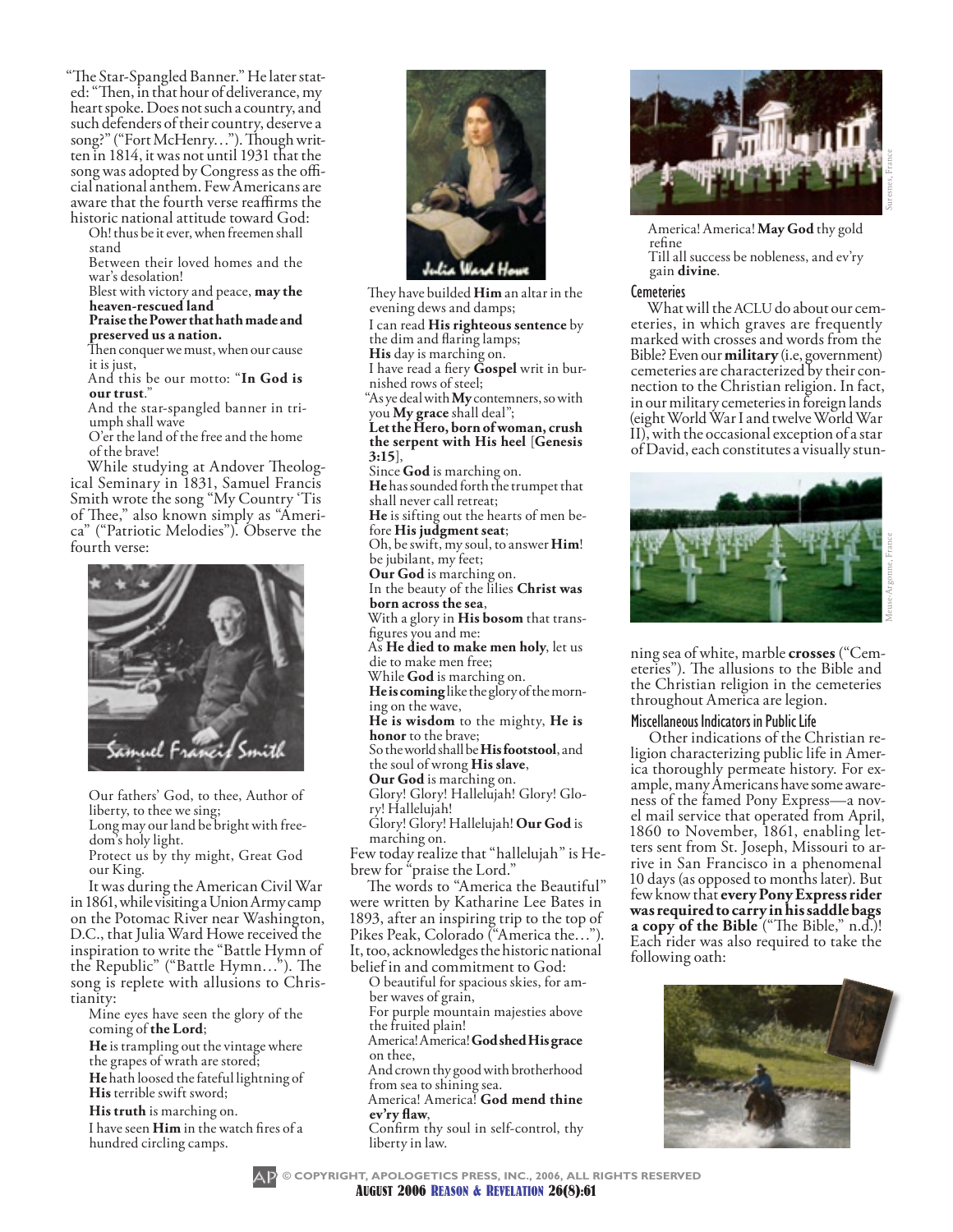"The Star-Spangled Banner." He later stated: "Then, in that hour of deliverance, my heart spoke. Does not such a country, and such defenders of their country, deserve a song?" ("Fort McHenry…"). Though written in 1814, it was not until 1931 that the song was adopted by Congress as the official national anthem. Few Americans are aware that the fourth verse reaffirms the historic national attitude toward God:

> Oh! thus be it ever, when freemen shall stand
> Between their loved homes and the war's desolation!
> Blest with victory and peace, **may the heaven-rescued land**
> **Praise the Power that hath made and preserved us a nation.**
> Then conquer we must, when our cause it is just,
> And this be our motto: "**In God is our trust**."
> And the star-spangled banner in triumph shall wave
> O'er the land of the free and the home of the brave!

While studying at Andover Theological Seminary in 1831, Samuel Francis Smith wrote the song "My Country 'Tis of Thee," also known simply as "America" ("Patriotic Melodies"). Observe the fourth verse:

Samuel Francis Smith

> Our fathers' God, to thee, Author of liberty, to thee we sing;
> Long may our land be bright with freedom's holy light.
> Protect us by thy might, Great God our King.

It was during the American Civil War in 1861, while visiting a Union Army camp on the Potomac River near Washington, D.C., that Julia Ward Howe received the inspiration to write the "Battle Hymn of the Republic" ("Battle Hymn…"). The song is replete with allusions to Christianity:

Julia Ward Howe

> Mine eyes have seen the glory of the coming of **the Lord**;
> **He** is trampling out the vintage where the grapes of wrath are stored;
> **He** hath loosed the fateful lightning of **His** terrible swift sword;
> **His truth** is marching on.
> I have seen **Him** in the watch fires of a hundred circling camps.
> They have builded **Him** an altar in the evening dews and damps;
> I can read **His righteous sentence** by the dim and flaring lamps;
> **His** day is marching on.
> I have read a fiery **Gospel** writ in burnished rows of steel;
> "As ye deal with **My** contemners, so with you **My grace** shall deal";
> **Let the Hero, born of woman, crush the serpent with His heel** [**Genesis 3:15**],
> Since **God** is marching on.
> **He** has sounded forth the trumpet that shall never call retreat;
> **He** is sifting out the hearts of men before **His judgment seat**;
> Oh, be swift, my soul, to answer **Him**! be jubilant, my feet;
> **Our God** is marching on.
> In the beauty of the lilies **Christ was born across the sea**,
> With a glory in **His bosom** that transfigures you and me:
> As **He died to make men holy**, let us die to make men free;
> While **God** is marching on.
> **He is coming** like the glory of the morning on the wave,
> **He is wisdom** to the mighty, **He is honor** to the brave;
> So the world shall be **His footstool**, and the soul of wrong **His slave**,
> **Our God** is marching on.
> Glory! Glory! Hallelujah! Glory! Glory! Hallelujah!
> Glory! Glory! Hallelujah! **Our God** is marching on.

Few today realize that "hallelujah" is Hebrew for "praise the Lord."

The words to "America the Beautiful" were written by Katharine Lee Bates in 1893, after an inspiring trip to the top of Pikes Peak, Colorado ("America the…"). It, too, acknowledges the historic national belief in and commitment to God:

> O beautiful for spacious skies, for amber waves of grain,
> For purple mountain majesties above the fruited plain!
> America! America! **God shed His grace** on thee,
> And crown thy good with brotherhood from sea to shining sea.
> America! America! **God mend thine ev'ry flaw**,
> Confirm thy soul in self-control, thy liberty in law.

Suresnes, France

> America! America! **May God** thy gold refine
> Till all success be nobleness, and ev'ry gain **divine**.

## Cemeteries

What will the ACLU do about our cemeteries, in which graves are frequently marked with crosses and words from the Bible? Even our **military** (i.e, government) cemeteries are characterized by their connection to the Christian religion. In fact, in our military cemeteries in foreign lands (eight World War I and twelve World War II), with the occasional exception of a star of David, each constitutes a visually stunning sea of white, marble **crosses** ("Cemeteries"). The allusions to the Bible and the Christian religion in the cemeteries throughout America are legion.

Meuse-Argonne, France

## Miscellaneous Indicators in Public Life

Other indications of the Christian religion characterizing public life in America thoroughly permeate history. For example, many Americans have some awareness of the famed Pony Express—a novel mail service that operated from April, 1860 to November, 1861, enabling letters sent from St. Joseph, Missouri to arrive in San Francisco in a phenomenal 10 days (as opposed to months later). But few know that **every Pony Express rider was required to carry in his saddle bags a copy of the Bible** ("The Bible," n.d.)! Each rider was also required to take the following oath: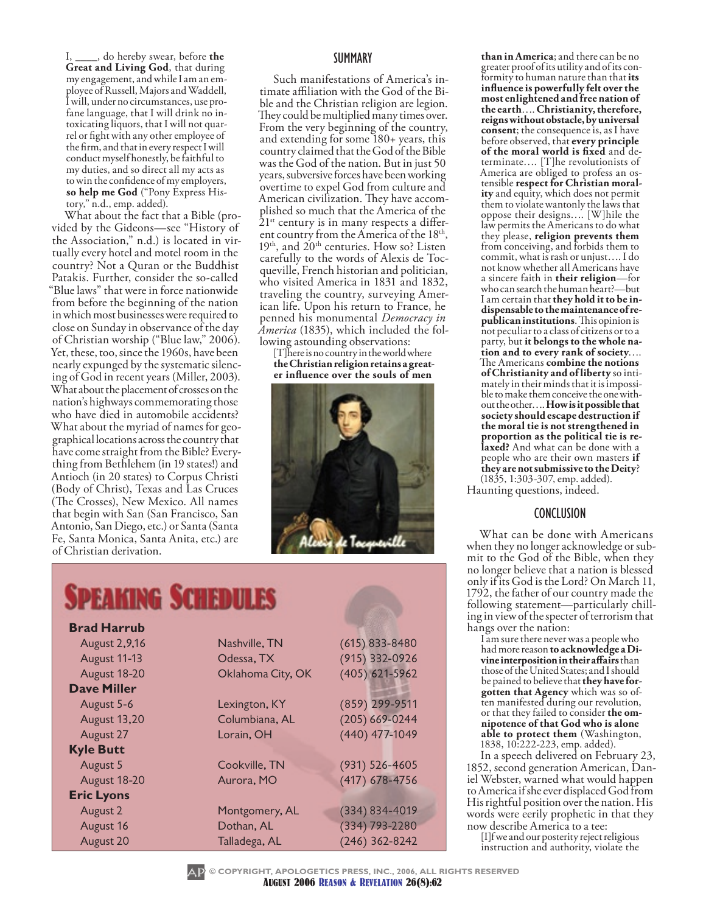I, ____, do hereby swear, before **the Great and Living God**, that during my engagement, and while I am an employee of Russell, Majors and Waddell, I will, under no circumstances, use profane language, that I will drink no intoxicating liquors, that I will not quarrel or fight with any other employee of the firm, and that in every respect I will conduct myself honestly, be faithful to my duties, and so direct all my acts as to win the confidence of my employers, **so help me God** ("Pony Express History," n.d., emp. added).

What about the fact that a Bible (provided by the Gideons—see "History of the Association," n.d.) is located in virtually every hotel and motel room in the country? Not a Quran or the Buddhist Patakis. Further, consider the so-called "Blue laws" that were in force nationwide from before the beginning of the nation in which most businesses were required to close on Sunday in observance of the day of Christian worship ("Blue law," 2006). Yet, these, too, since the 1960s, have been nearly expunged by the systematic silencing of God in recent years (Miller, 2003). What about the placement of crosses on the nation's highways commemorating those who have died in automobile accidents? What about the myriad of names for geographical locations across the country that have come straight from the Bible? Everything from Bethlehem (in 19 states!) and Antioch (in 20 states) to Corpus Christi (Body of Christ), Texas and Las Cruces (The Crosses), New Mexico. All names that begin with San (San Francisco, San Antonio, San Diego, etc.) or Santa (Santa Fe, Santa Monica, Santa Anita, etc.) are of Christian derivation.

## SUMMARY

Such manifestations of America's intimate affiliation with the God of the Bible and the Christian religion are legion. They could be multiplied many times over. From the very beginning of the country, and extending for some 180+ years, this country claimed that the God of the Bible was the God of the nation. But in just 50 years, subversive forces have been working overtime to expel God from culture and American civilization. They have accomplished so much that the America of the 21st century is in many respects a different country from the America of the 18th, 19th, and 20th centuries. How so? Listen carefully to the words of Alexis de Tocqueville, French historian and politician, who visited America in 1831 and 1832, traveling the country, surveying American life. Upon his return to France, he penned his monumental *Democracy in America* (1835), which included the following astounding observations:

> [T]here is no country in the world where **the Christian religion retains a greater influence over the souls of men than in America**; and there can be no greater proof of its utility and of its conformity to human nature than that **its influence is powerfully felt over the most enlightened and free nation of the earth**.... **Christianity, therefore, reigns without obstacle, by universal consent**; the consequence is, as I have before observed, that **every principle of the moral world is fixed** and determinate.... [T]he revolutionists of America are obliged to profess an ostensible **respect for Christian morality** and equity, which does not permit them to violate wantonly the laws that oppose their designs.... [W]hile the law permits the Americans to do what they please, **religion prevents them** from conceiving, and forbids them to commit, what is rash or unjust.... I do not know whether all Americans have a sincere faith in **their religion**—for who can search the human heart?—but I am certain that **they hold it to be indispensable to the maintenance of republican institutions**. This opinion is not peculiar to a class of citizens or to a party, but **it belongs to the whole nation and to every rank of society**.... The Americans **combine the notions of Christianity and of liberty** so intimately in their minds that it is impossible to make them conceive the one without the other.... **How is it possible that society should escape destruction if the moral tie is not strengthened in proportion as the political tie is relaxed?** And what can be done with a people who are their own masters **if they are not submissive to the Deity**? (1835, 1:303-307, emp. added).

Haunting questions, indeed.

## CONCLUSION

What can be done with Americans when they no longer acknowledge or submit to the God of the Bible, when they no longer believe that a nation is blessed only if its God is the Lord? On March 11, 1792, the father of our country made the following statement—particularly chilling in view of the specter of terrorism that hangs over the nation:

> I am sure there never was a people who had more reason **to acknowledge a Divine interposition in their affairs** than those of the United States; and I should be pained to believe that **they have forgotten that Agency** which was so often manifested during our revolution, or that they failed to consider **the omnipotence of that God who is alone able to protect them** (Washington, 1838, 10:222-223, emp. added).

In a speech delivered on February 23, 1852, second generation American, Daniel Webster, warned what would happen to America if she ever displaced God from His rightful position over the nation. His words were eerily prophetic in that they now describe America to a tee:

> [I]f we and our posterity reject religious instruction and authority, violate the

## SPEAKING SCHEDULES

| | | |
|---|---|---|
| **Brad Harrub** | | |
| August 2,9,16 | Nashville, TN | (615) 833-8480 |
| August 11-13 | Odessa, TX | (915) 332-0926 |
| August 18-20 | Oklahoma City, OK | (405) 621-5962 |
| **Dave Miller** | | |
| August 5-6 | Lexington, KY | (859) 299-9511 |
| August 13,20 | Columbiana, AL | (205) 669-0244 |
| August 27 | Lorain, OH | (440) 477-1049 |
| **Kyle Butt** | | |
| August 5 | Cookville, TN | (931) 526-4605 |
| August 18-20 | Aurora, MO | (417) 678-4756 |
| **Eric Lyons** | | |
| August 2 | Montgomery, AL | (334) 834-4019 |
| August 16 | Dothan, AL | (334) 793-2280 |
| August 20 | Talladega, AL | (246) 362-8242 |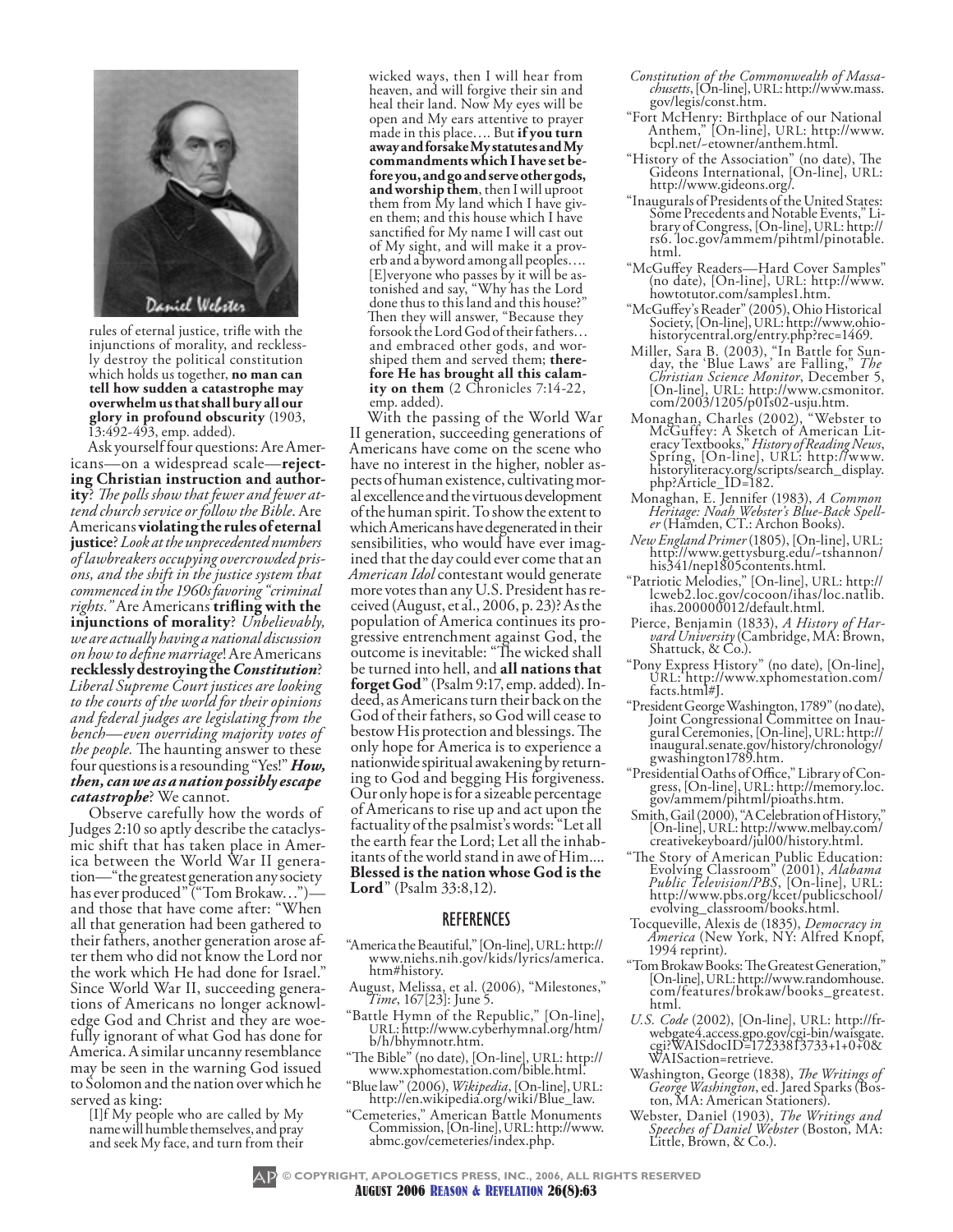rules of eternal justice, trifle with the injunctions of morality, and recklessly destroy the political constitution which holds us together, **no man can tell how sudden a catastrophe may overwhelm us that shall bury all our glory in profound obscurity** (1903, 13:492-493, emp. added).

Ask yourself four questions: Are Americans—on a widespread scale—**rejecting Christian instruction and authority**? *The polls show that fewer and fewer attend church service or follow the Bible.* Are Americans **violating the rules of eternal justice**? *Look at the unprecedented numbers of lawbreakers occupying overcrowded prisons, and the shift in the justice system that commenced in the 1960s favoring "criminal rights."* Are Americans **trifling with the injunctions of morality**? *Unbelievably, we are actually having a national discussion on how to define marriage*! Are Americans **recklessly destroying the *Constitution***? *Liberal Supreme Court justices are looking to the courts of the world for their opinions and federal judges are legislating from the bench—even overriding majority votes of the people.* The haunting answer to these four questions is a resounding "Yes!" ***How, then, can we as a nation possibly escape catastrophe***? We cannot.

Observe carefully how the words of Judges 2:10 so aptly describe the cataclysmic shift that has taken place in America between the World War II generation—"the greatest generation any society has ever produced" ("Tom Brokaw…")—and those that have come after: "When all that generation had been gathered to their fathers, another generation arose after them who did not know the Lord nor the work which He had done for Israel." Since World War II, succeeding generations of Americans no longer acknowledge God and Christ and they are woefully ignorant of what God has done for America. A similar uncanny resemblance may be seen in the warning God issued to Solomon and the nation over which he served as king:

> [I]f My people who are called by My name will humble themselves, and pray and seek My face, and turn from their wicked ways, then I will hear from heaven, and will forgive their sin and heal their land. Now My eyes will be open and My ears attentive to prayer made in this place…. But **if you turn away and forsake My statutes and My commandments which I have set before you, and go and serve other gods, and worship them**, then I will uproot them from My land which I have given them; and this house which I have sanctified for My name I will cast out of My sight, and will make it a proverb and a byword among all peoples…. [E]veryone who passes by it will be astonished and say, "Why has the Lord done thus to this land and this house?" Then they will answer, "Because they forsook the Lord God of their fathers… and embraced other gods, and worshiped them and served them; **therefore He has brought all this calamity on them** (2 Chronicles 7:14-22, emp. added).

With the passing of the World War II generation, succeeding generations of Americans have come on the scene who have no interest in the higher, nobler aspects of human existence, cultivating moral excellence and the virtuous development of the human spirit. To show the extent to which Americans have degenerated in their sensibilities, who would have ever imagined that the day could ever come that an *American Idol* contestant would generate more votes than any U.S. President has received (August, et al., 2006, p. 23)? As the population of America continues its progressive entrenchment against God, the outcome is inevitable: "The wicked shall be turned into hell, and **all nations that forget God**" (Psalm 9:17, emp. added). Indeed, as Americans turn their back on the God of their fathers, so God will cease to bestow His protection and blessings. The only hope for America is to experience a nationwide spiritual awakening by returning to God and begging His forgiveness. Our only hope is for a sizeable percentage of Americans to rise up and act upon the factuality of the psalmist's words: "Let all the earth fear the Lord; Let all the inhabitants of the world stand in awe of Him.... **Blessed is the nation whose God is the Lord**" (Psalm 33:8,12).

## REFERENCES

"America the Beautiful," [On-line], URL: http://www.niehs.nih.gov/kids/lyrics/america.htm#history.

August, Melissa, et al. (2006), "Milestones," *Time*, 167[23]: June 5.

"Battle Hymn of the Republic," [On-line], URL: http://www.cyberhymnal.org/htm/b/h/bhymnotr.htm.

"The Bible" (no date), [On-line], URL: http://www.xphomestation.com/bible.html.

"Blue law" (2006), *Wikipedia*, [On-line], URL: http://en.wikipedia.org/wiki/Blue_law.

"Cemeteries," American Battle Monuments Commission, [On-line], URL: http://www.abmc.gov/cemeteries/index.php.

*Constitution of the Commonwealth of Massachusetts*, [On-line], URL: http://www.mass.gov/legis/const.htm.

"Fort McHenry: Birthplace of our National Anthem," [On-line], URL: http://www.bcpl.net/~etowner/anthem.html.

"History of the Association" (no date), The Gideons International, [On-line], URL: http://www.gideons.org/.

"Inaugurals of Presidents of the United States: Some Precedents and Notable Events," Library of Congress, [On-line], URL: http://rs6.loc.gov/ammem/pihtml/pinotable.html.

"McGuffey Readers—Hard Cover Samples" (no date), [On-line], URL: http://www.howtotutor.com/samples1.htm.

"McGuffey's Reader" (2005), Ohio Historical Society, [On-line], URL: http://www.ohiohistorycentral.org/entry.php?rec=1469.

Miller, Sara B. (2003), "In Battle for Sunday, the 'Blue Laws' are Falling," *The Christian Science Monitor*, December 5, [On-line], URL: http://www.csmonitor.com/2003/1205/p01s02-usju.htm.

Monaghan, Charles (2002), "Webster to McGuffey: A Sketch of American Literacy Textbooks," *History of Reading News*, Spring, [On-line], URL: http://www.historyliteracy.org/scripts/search_display.php?Article_ID=182.

Monaghan, E. Jennifer (1983), *A Common Heritage: Noah Webster's Blue-Back Speller* (Hamden, CT.: Archon Books).

*New England Primer* (1805), [On-line], URL: http://www.gettysburg.edu/~tshannon/his341/nep1805contents.html.

"Patriotic Melodies," [On-line], URL: http://lcweb2.loc.gov/cocoon/ihas/loc.natlib.ihas.200000012/default.html.

Pierce, Benjamin (1833), *A History of Harvard University* (Cambridge, MA: Brown, Shattuck, & Co.).

"Pony Express History" (no date), [On-line], URL: http://www.xphomestation.com/facts.html#J.

"President George Washington, 1789" (no date), Joint Congressional Committee on Inaugural Ceremonies, [On-line], URL: http://inaugural.senate.gov/history/chronology/gwashington1789.htm.

"Presidential Oaths of Office," Library of Congress, [On-line], URL: http://memory.loc.gov/ammem/pihtml/pioaths.htm.

Smith, Gail (2000), "A Celebration of History," [On-line], URL: http://www.melbay.com/creativekeyboard/jul00/history.html.

"The Story of American Public Education: Evolving Classroom" (2001), *Alabama Public Television/PBS*, [On-line], URL: http://www.pbs.org/kcet/publicschool/evolving_classroom/books.html.

Tocqueville, Alexis de (1835), *Democracy in America* (New York, NY: Alfred Knopf, 1994 reprint).

"Tom Brokaw Books: The Greatest Generation," [On-line], URL: http://www.randomhouse.com/features/brokaw/books_greatest.html.

*U.S. Code* (2002), [On-line], URL: http://frwebgate4.access.gpo.gov/cgi-bin/waisgate.cgi?WAISdocID=17233813733+1+0+0&WAISaction=retrieve.

Washington, George (1838), *The Writings of George Washington*, ed. Jared Sparks (Boston, MA: American Stationers).

Webster, Daniel (1903), *The Writings and Speeches of Daniel Webster* (Boston, MA: Little, Brown, & Co.).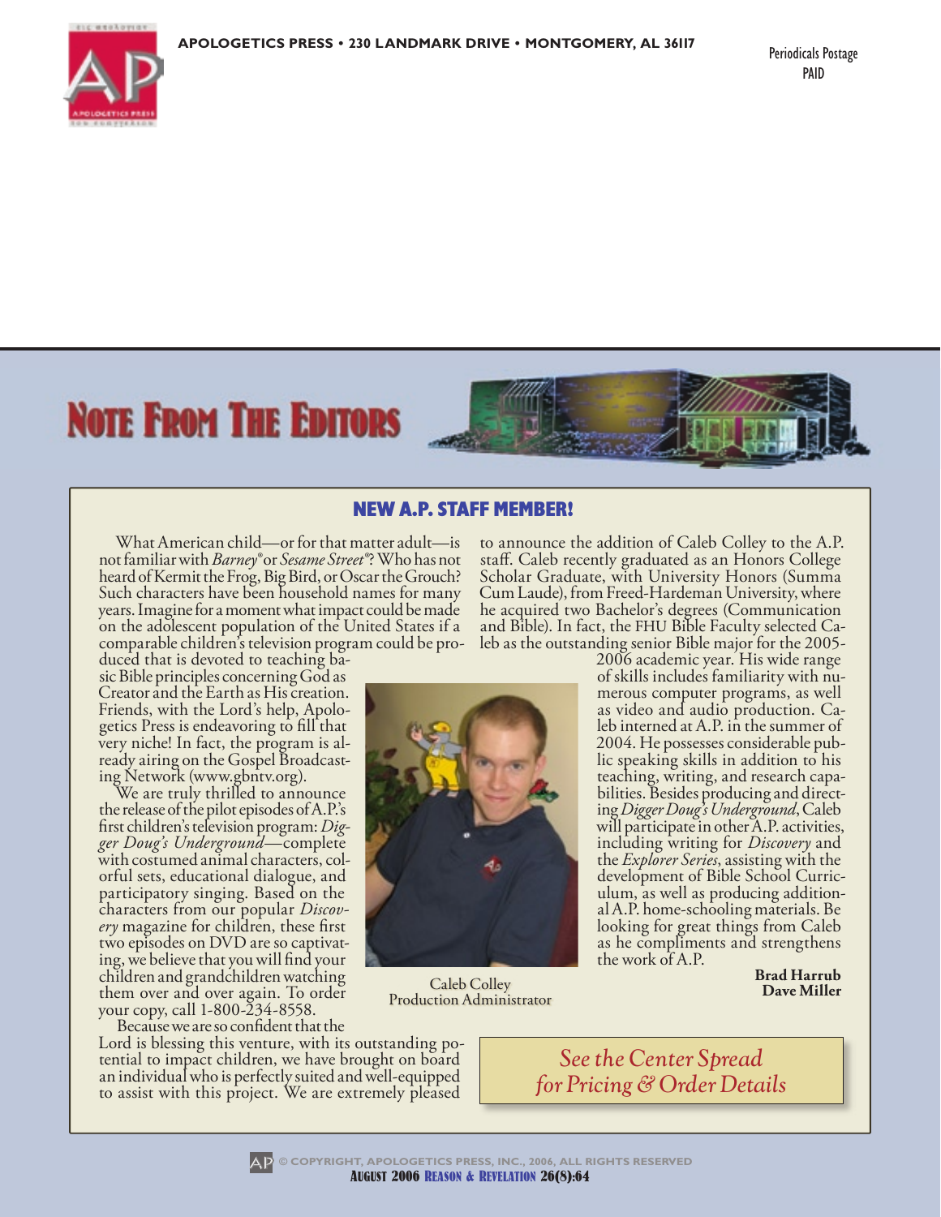APOLOGETICS PRESS • 230 LANDMARK DRIVE • MONTGOMERY, AL 36117

Periodicals Postage PAID

# Note From The Editors

## NEW A.P. STAFF MEMBER!

What American child—or for that matter adult—is not familiar with *Barney*® or *Sesame Street*®? Who has not heard of Kermit the Frog, Big Bird, or Oscar the Grouch? Such characters have been household names for many years. Imagine for a moment what impact could be made on the adolescent population of the United States if a comparable children's television program could be produced that is devoted to teaching basic Bible principles concerning God as Creator and the Earth as His creation. Friends, with the Lord's help, Apologetics Press is endeavoring to fill that very niche! In fact, the program is already airing on the Gospel Broadcasting Network (www.gbntv.org).

We are truly thrilled to announce the release of the pilot episodes of A.P.'s first children's television program: *Digger Doug's Underground*—complete with costumed animal characters, colorful sets, educational dialogue, and participatory singing. Based on the characters from our popular *Discovery* magazine for children, these first two episodes on DVD are so captivating, we believe that you will find your children and grandchildren watching them over and over again. To order your copy, call 1-800-234-8558.

Because we are so confident that the Lord is blessing this venture, with its outstanding potential to impact children, we have brought on board an individual who is perfectly suited and well-equipped to assist with this project. We are extremely pleased to announce the addition of Caleb Colley to the A.P. staff. Caleb recently graduated as an Honors College Scholar Graduate, with University Honors (Summa Cum Laude), from Freed-Hardeman University, where he acquired two Bachelor's degrees (Communication and Bible). In fact, the FHU Bible Faculty selected Caleb as the outstanding senior Bible major for the 2005-2006 academic year. His wide range of skills includes familiarity with numerous computer programs, as well as video and audio production. Caleb interned at A.P. in the summer of 2004. He possesses considerable public speaking skills in addition to his teaching, writing, and research capabilities. Besides producing and directing *Digger Doug's Underground*, Caleb will participate in other A.P. activities, including writing for *Discovery* and the *Explorer Series*, assisting with the development of Bible School Curriculum, as well as producing additional A.P. home-schooling materials. Be looking for great things from Caleb as he compliments and strengthens the work of A.P.

Caleb Colley
Production Administrator

**Brad Harrub**
**Dave Miller**

*See the Center Spread for Pricing & Order Details*

© COPYRIGHT, APOLOGETICS PRESS, INC., 2006, ALL RIGHTS RESERVED